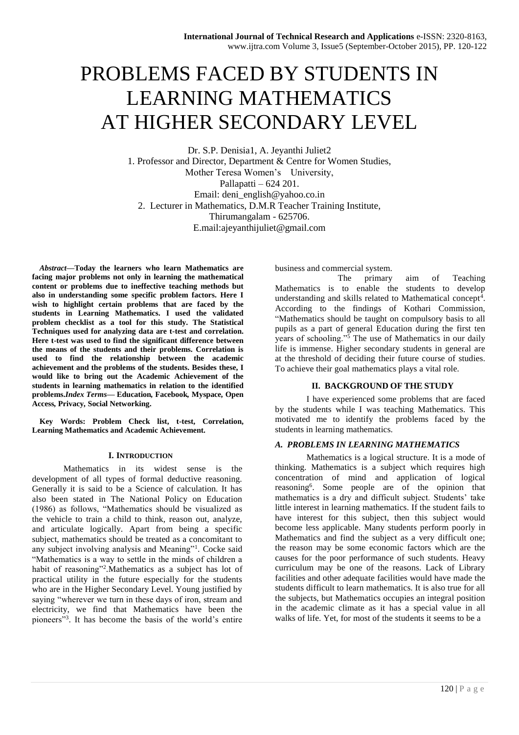# PROBLEMS FACED BY STUDENTS IN LEARNING MATHEMATICS AT HIGHER SECONDARY LEVEL

Dr. S.P. Denisia1, A. Jeyanthi Juliet2

1. Professor and Director, Department & Centre for Women Studies, Mother Teresa Women's University, Pallapatti – 624 201. Email: deni_english@yahoo.co.in
2. Lecturer in Mathematics, D.M.R Teacher Training Institute, Thirumangalam - 625706. E.mail:ajeyanthijuliet@gmail.com

***Abstract*—Today the learners who learn Mathematics are facing major problems not only in learning the mathematical content or problems due to ineffective teaching methods but also in understanding some specific problem factors. Here I wish to highlight certain problems that are faced by the students in Learning Mathematics. I used the validated problem checklist as a tool for this study. The Statistical Techniques used for analyzing data are t-test and correlation. Here t-test was used to find the significant difference between the means of the students and their problems. Correlation is used to find the relationship between the academic achievement and the problems of the students. Besides these, I would like to bring out the Academic Achievement of the students in learning mathematics in relation to the identified problems.*Index Terms*— Education, Facebook, Myspace, Open Access, Privacy, Social Networking.**

**Key Words: Problem Check list, t-test, Correlation, Learning Mathematics and Academic Achievement.**

## I. INTRODUCTION

Mathematics in its widest sense is the development of all types of formal deductive reasoning. Generally it is said to be a Science of calculation. It has also been stated in The National Policy on Education (1986) as follows, "Mathematics should be visualized as the vehicle to train a child to think, reason out, analyze, and articulate logically. Apart from being a specific subject, mathematics should be treated as a concomitant to any subject involving analysis and Meaning"[1]. Cocke said "Mathematics is a way to settle in the minds of children a habit of reasoning"[2].Mathematics as a subject has lot of practical utility in the future especially for the students who are in the Higher Secondary Level. Young justified by saying "wherever we turn in these days of iron, stream and electricity, we find that Mathematics have been the pioneers"[3]. It has become the basis of the world's entire business and commercial system.

The primary aim of Teaching Mathematics is to enable the students to develop understanding and skills related to Mathematical concept[4]. According to the findings of Kothari Commission, "Mathematics should be taught on compulsory basis to all pupils as a part of general Education during the first ten years of schooling."[5] The use of Mathematics in our daily life is immense. Higher secondary students in general are at the threshold of deciding their future course of studies. To achieve their goal mathematics plays a vital role.

## II. BACKGROUND OF THE STUDY

I have experienced some problems that are faced by the students while I was teaching Mathematics. This motivated me to identify the problems faced by the students in learning mathematics.

### *A. PROBLEMS IN LEARNING MATHEMATICS*

Mathematics is a logical structure. It is a mode of thinking. Mathematics is a subject which requires high concentration of mind and application of logical reasoning[6]. Some people are of the opinion that mathematics is a dry and difficult subject. Students' take little interest in learning mathematics. If the student fails to have interest for this subject, then this subject would become less applicable. Many students perform poorly in Mathematics and find the subject as a very difficult one; the reason may be some economic factors which are the causes for the poor performance of such students. Heavy curriculum may be one of the reasons. Lack of Library facilities and other adequate facilities would have made the students difficult to learn mathematics. It is also true for all the subjects, but Mathematics occupies an integral position in the academic climate as it has a special value in all walks of life. Yet, for most of the students it seems to be a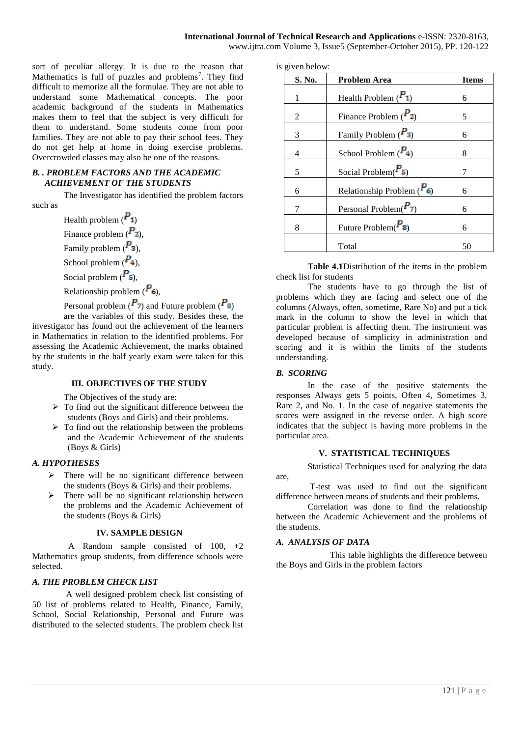sort of peculiar allergy. It is due to the reason that Mathematics is full of puzzles and problems[7]. They find difficult to memorize all the formulae. They are not able to understand some Mathematical concepts. The poor academic background of the students in Mathematics makes them to feel that the subject is very difficult for them to understand. Some students come from poor families. They are not able to pay their school fees. They do not get help at home in doing exercise problems. Overcrowded classes may also be one of the reasons.

### *B. . PROBLEM FACTORS AND THE ACADEMIC ACHIEVEMENT OF THE STUDENTS*

The Investigator has identified the problem factors such as

Health problem ($P_1$)
Finance problem ($P_2$),
Family problem ($P_3$),
School problem ($P_4$),
Social problem ($P_5$),
Relationship problem ($P_6$),
Personal problem ($P_7$) and Future problem ($P_8$)

are the variables of this study. Besides these, the investigator has found out the achievement of the learners in Mathematics in relation to the identified problems. For assessing the Academic Achievement, the marks obtained by the students in the half yearly exam were taken for this study.

## III. OBJECTIVES OF THE STUDY

The Objectives of the study are:

- To find out the significant difference between the students (Boys and Girls) and their problems.
- To find out the relationship between the problems and the Academic Achievement of the students (Boys & Girls)

### *A. HYPOTHESES*

- There will be no significant difference between the students (Boys & Girls) and their problems.
- There will be no significant relationship between the problems and the Academic Achievement of the students (Boys & Girls)

## IV. SAMPLE DESIGN

A Random sample consisted of 100, +2 Mathematics group students, from difference schools were selected.

### *A. THE PROBLEM CHECK LIST*

A well designed problem check list consisting of 50 list of problems related to Health, Finance, Family, School, Social Relationship, Personal and Future was distributed to the selected students. The problem check list is given below:

| S. No. | Problem Area | Items |
|---|---|---|
| 1 | Health Problem ($P_1$) | 6 |
| 2 | Finance Problem ($P_2$) | 5 |
| 3 | Family Problem ($P_3$) | 6 |
| 4 | School Problem ($P_4$) | 8 |
| 5 | Social Problem($P_5$) | 7 |
| 6 | Relationship Problem ($P_6$) | 6 |
| 7 | Personal Problem($P_7$) | 6 |
| 8 | Future Problem($P_8$) | 6 |
| | Total | 50 |

**Table 4.1**Distribution of the items in the problem check list for students

The students have to go through the list of problems which they are facing and select one of the columns (Always, often, sometime, Rare No) and put a tick mark in the column to show the level in which that particular problem is affecting them. The instrument was developed because of simplicity in administration and scoring and it is within the limits of the students understanding.

### *B. SCORING*

In the case of the positive statements the responses Always gets 5 points, Often 4, Sometimes 3, Rare 2, and No. 1. In the case of negative statements the scores were assigned in the reverse order. A high score indicates that the subject is having more problems in the particular area.

## V. STATISTICAL TECHNIQUES

Statistical Techniques used for analyzing the data are,

T-test was used to find out the significant difference between means of students and their problems.

Correlation was done to find the relationship between the Academic Achievement and the problems of the students.

### *A. ANALYSIS OF DATA*

This table highlights the difference between the Boys and Girls in the problem factors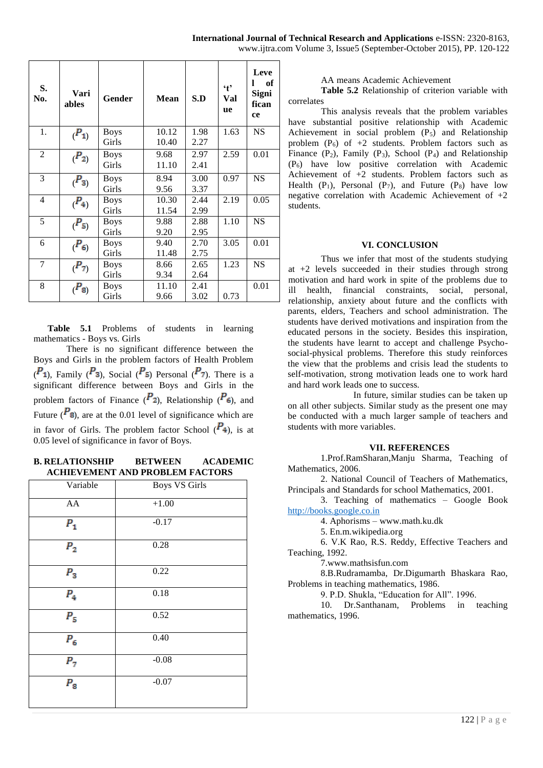| S. No. | Variables | Gender | Mean | S.D | 't' Value | Level of Significance |
|---|---|---|---|---|---|---|
| 1. | ($P_1$) | Boys<br>Girls | 10.12<br>10.40 | 1.98<br>2.27 | 1.63 | NS |
| 2 | ($P_2$) | Boys<br>Girls | 9.68<br>11.10 | 2.97<br>2.41 | 2.59 | 0.01 |
| 3 | ($P_3$) | Boys<br>Girls | 8.94<br>9.56 | 3.00<br>3.37 | 0.97 | NS |
| 4 | ($P_4$) | Boys<br>Girls | 10.30<br>11.54 | 2.44<br>2.99 | 2.19 | 0.05 |
| 5 | ($P_5$) | Boys<br>Girls | 9.88<br>9.20 | 2.88<br>2.95 | 1.10 | NS |
| 6 | ($P_6$) | Boys<br>Girls | 9.40<br>11.48 | 2.70<br>2.75 | 3.05 | 0.01 |
| 7 | ($P_7$) | Boys<br>Girls | 8.66<br>9.34 | 2.65<br>2.64 | 1.23 | NS |
| 8 | ($P_8$) | Boys<br>Girls | 11.10<br>9.66 | 2.41<br>3.02 | 0.73 | 0.01 |

**Table 5.1** Problems of students in learning mathematics - Boys vs. Girls

There is no significant difference between the Boys and Girls in the problem factors of Health Problem ($P_1$), Family ($P_3$), Social ($P_5$) Personal ($P_7$). There is a significant difference between Boys and Girls in the problem factors of Finance ($P_2$), Relationship ($P_6$), and Future ($P_8$), are at the 0.01 level of significance which are in favor of Girls. The problem factor School ($P_4$), is at 0.05 level of significance in favor of Boys.

### B. RELATIONSHIP BETWEEN ACADEMIC ACHIEVEMENT AND PROBLEM FACTORS

| Variable | Boys VS Girls |
|---|---|
| AA | +1.00 |
| $P_1$ | -0.17 |
| $P_2$ | 0.28 |
| $P_3$ | 0.22 |
| $P_4$ | 0.18 |
| $P_5$ | 0.52 |
| $P_6$ | 0.40 |
| $P_7$ | -0.08 |
| $P_8$ | -0.07 |

AA means Academic Achievement

**Table 5.2** Relationship of criterion variable with correlates

This analysis reveals that the problem variables have substantial positive relationship with Academic Achievement in social problem ($P_5$) and Relationship problem ($P_6$) of +2 students. Problem factors such as Finance ($P_2$), Family ($P_3$), School ($P_4$) and Relationship ($P_6$) have low positive correlation with Academic Achievement of +2 students. Problem factors such as Health ($P_1$), Personal ($P_7$), and Future ($P_8$) have low negative correlation with Academic Achievement of +2 students.

## VI. CONCLUSION

Thus we infer that most of the students studying at +2 levels succeeded in their studies through strong motivation and hard work in spite of the problems due to ill health, financial constraints, social, personal, relationship, anxiety about future and the conflicts with parents, elders, Teachers and school administration. The students have derived motivations and inspiration from the educated persons in the society. Besides this inspiration, the students have learnt to accept and challenge Psycho-social-physical problems. Therefore this study reinforces the view that the problems and crisis lead the students to self-motivation, strong motivation leads one to work hard and hard work leads one to success.

In future, similar studies can be taken up on all other subjects. Similar study as the present one may be conducted with a much larger sample of teachers and students with more variables.

## VII. REFERENCES

1. Prof.RamSharan,Manju Sharma, Teaching of Mathematics, 2006.
2. National Council of Teachers of Mathematics, Principals and Standards for school Mathematics, 2001.
3. Teaching of mathematics – Google Book http://books.google.co.in
4. Aphorisms – www.math.ku.dk
5. En.m.wikipedia.org
6. V.K Rao, R.S. Reddy, Effective Teachers and Teaching, 1992.
7. www.mathsisfun.com
8. B.Rudramamba, Dr.Digumarth Bhaskara Rao, Problems in teaching mathematics, 1986.
9. P.D. Shukla, "Education for All". 1996.
10. Dr.Santhanam, Problems in teaching mathematics, 1996.